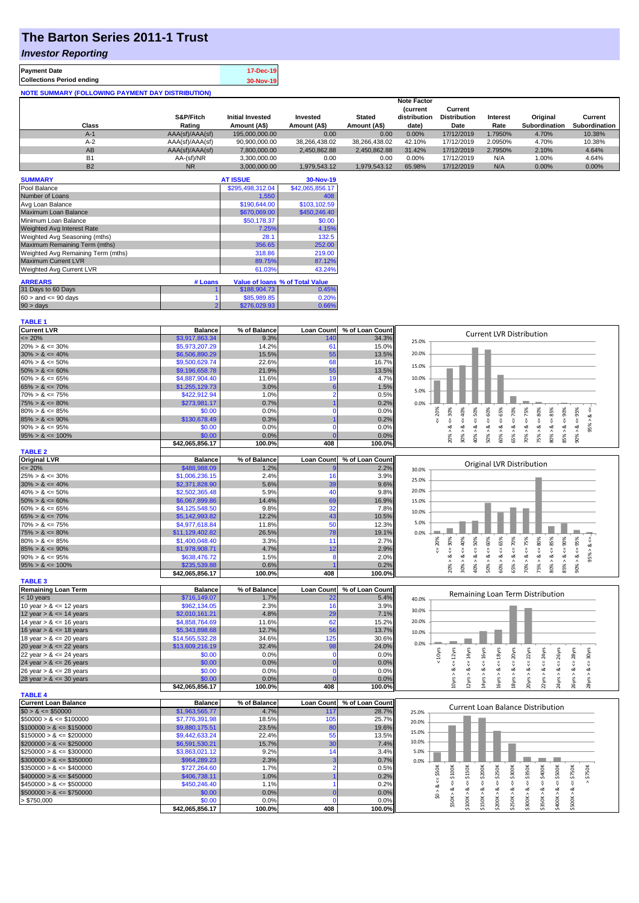# The Barton Series 2011-1 Trust

## *Investor Reporting*

| | |
|---|---|
| **Payment Date** | 17-Dec-19 |
| **Collections Period ending** | 30-Nov-19 |

**NOTE SUMMARY (FOLLOWING PAYMENT DAY DISTRIBUTION)**

| Class | S&P/Fitch Rating | Initial Invested Amount (A$) | Invested Amount (A$) | Stated Amount (A$) | Note Factor (current distribution date) | Current Distribution Date | Interest Rate | Original Subordination | Current Subordination |
|---|---|---|---|---|---|---|---|---|---|
| A-1 | AAA(sf)/AAA(sf) | 195,000,000.00 | 0.00 | 0.00 | 0.00% | 17/12/2019 | 1.7950% | 4.70% | 10.38% |
| A-2 | AAA(sf)/AAA(sf) | 90,900,000.00 | 38,266,438.02 | 38,266,438.02 | 42.10% | 17/12/2019 | 2.0950% | 4.70% | 10.38% |
| AB | AAA(sf)/AAA(sf) | 7,800,000.00 | 2,450,862.88 | 2,450,862.88 | 31.42% | 17/12/2019 | 2.7950% | 2.10% | 4.64% |
| B1 | AA-(sf)/NR | 3,300,000.00 | 0.00 | 0.00 | 0.00% | 17/12/2019 | N/A | 1.00% | 4.64% |
| B2 | NR | 3,000,000.00 | 1,979,543.12 | 1,979,543.12 | 65.98% | 17/12/2019 | N/A | 0.00% | 0.00% |

| SUMMARY | AT ISSUE | 30-Nov-19 |
|---|---|---|
| Pool Balance | $295,498,312.04 | $42,065,856.17 |
| Number of Loans | 1,550 | 408 |
| Avg Loan Balance | $190,644.00 | $103,102.59 |
| Maximum Loan Balance | $670,069.00 | $450,246.40 |
| Minimum Loan Balance | $50,178.37 | $0.00 |
| Weighted Avg Interest Rate | 7.25% | 4.15% |
| Weighted Avg Seasoning (mths) | 28.1 | 132.5 |
| Maximum Remaining Term (mths) | 356.65 | 252.00 |
| Weighted Avg Remaining Term (mths) | 318.86 | 219.00 |
| Maximum Current LVR | 89.75% | 87.12% |
| Weighted Avg Current LVR | 61.03% | 43.24% |

| ARREARS | # Loans | Value of loans | % of Total Value |
|---|---|---|---|
| 31 Days to 60 Days | 1 | $188,904.73 | 0.45% |
| 60 > and <= 90 days | 1 | $85,989.85 | 0.20% |
| 90 > days | 2 | $276,029.93 | 0.66% |

**TABLE 1**

| Current LVR | Balance | % of Balance | Loan Count | % of Loan Count |
|---|---|---|---|---|
| <= 20% | $3,917,863.34 | 9.3% | 140 | 34.3% |
| 20% > & <= 30% | $5,973,207.29 | 14.2% | 61 | 15.0% |
| 30% > & <= 40% | $6,506,890.29 | 15.5% | 55 | 13.5% |
| 40% > & <= 50% | $9,500,629.74 | 22.6% | 68 | 16.7% |
| 50% > & <= 60% | $9,196,658.78 | 21.9% | 55 | 13.5% |
| 60% > & <= 65% | $4,887,904.40 | 11.6% | 19 | 4.7% |
| 65% > & <= 70% | $1,255,129.73 | 3.0% | 6 | 1.5% |
| 70% > & <= 75% | $422,912.94 | 1.0% | 2 | 0.5% |
| 75% > & <= 80% | $273,981.17 | 0.7% | 1 | 0.2% |
| 80% > & <= 85% | $0.00 | 0.0% | 0 | 0.0% |
| 85% > & <= 90% | $130,678.49 | 0.3% | 1 | 0.2% |
| 90% > & <= 95% | $0.00 | 0.0% | 0 | 0.0% |
| 95% > & <= 100% | $0.00 | 0.0% | 0 | 0.0% |
| | $42,065,856.17 | 100.0% | 408 | 100.0% |

**TABLE 2**

| Original LVR | Balance | % of Balance | Loan Count | % of Loan Count |
|---|---|---|---|---|
| <= 20% | $488,988.09 | 1.2% | 9 | 2.2% |
| 25% > & <= 30% | $1,006,236.15 | 2.4% | 16 | 3.9% |
| 30% > & <= 40% | $2,371,828.90 | 5.6% | 39 | 9.6% |
| 40% > & <= 50% | $2,502,365.48 | 5.9% | 40 | 9.8% |
| 50% > & <= 60% | $6,067,899.86 | 14.4% | 69 | 16.9% |
| 60% > & <= 65% | $4,125,548.50 | 9.8% | 32 | 7.8% |
| 65% > & <= 70% | $5,142,993.82 | 12.2% | 43 | 10.5% |
| 70% > & <= 75% | $4,977,618.84 | 11.8% | 50 | 12.3% |
| 75% > & <= 80% | $11,129,402.82 | 26.5% | 78 | 19.1% |
| 80% > & <= 85% | $1,400,048.40 | 3.3% | 11 | 2.7% |
| 85% > & <= 90% | $1,978,908.71 | 4.7% | 12 | 2.9% |
| 90% > & <= 95% | $638,476.72 | 1.5% | 8 | 2.0% |
| 95% > & <= 100% | $235,539.88 | 0.6% | 1 | 0.2% |
| | $42,065,856.17 | 100.0% | 408 | 100.0% |

**TABLE 3**

| Remaining Loan Term | Balance | % of Balance | Loan Count | % of Loan Count |
|---|---|---|---|---|
| < 10 years | $716,149.07 | 1.7% | 22 | 5.4% |
| 10 year > & <= 12 years | $962,134.05 | 2.3% | 16 | 3.9% |
| 12 year > & <= 14 years | $2,010,161.21 | 4.8% | 29 | 7.1% |
| 14 year > & <= 16 years | $4,858,764.69 | 11.6% | 62 | 15.2% |
| 16 year > & <= 18 years | $5,343,898.68 | 12.7% | 56 | 13.7% |
| 18 year > & <= 20 years | $14,565,532.28 | 34.6% | 125 | 30.6% |
| 20 year > & <= 22 years | $13,609,216.19 | 32.4% | 98 | 24.0% |
| 22 year > & <= 24 years | $0.00 | 0.0% | 0 | 0.0% |
| 24 year > & <= 26 years | $0.00 | 0.0% | 0 | 0.0% |
| 26 year > & <= 28 years | $0.00 | 0.0% | 0 | 0.0% |
| 28 year > & <= 30 years | $0.00 | 0.0% | 0 | 0.0% |
| | $42,065,856.17 | 100.0% | 408 | 100.0% |

**TABLE 4**

| Current Loan Balance | Balance | % of Balance | Loan Count | % of Loan Count |
|---|---|---|---|---|
| $0 > & <= $50000 | $1,963,565.77 | 4.7% | 117 | 28.7% |
| $50000 > & <= $100000 | $7,776,391.98 | 18.5% | 105 | 25.7% |
| $100000 > & <= $150000 | $9,880,175.51 | 23.5% | 80 | 19.6% |
| $150000 > & <= $200000 | $9,442,633.24 | 22.4% | 55 | 13.5% |
| $200000 > & <= $250000 | $6,591,530.21 | 15.7% | 30 | 7.4% |
| $250000 > & <= $300000 | $3,863,021.12 | 9.2% | 14 | 3.4% |
| $300000 > & <= $350000 | $964,289.23 | 2.3% | 3 | 0.7% |
| $350000 > & <= $400000 | $727,264.60 | 1.7% | 2 | 0.5% |
| $400000 > & <= $450000 | $406,738.11 | 1.0% | 1 | 0.2% |
| $450000 > & <= $500000 | $450,246.40 | 1.1% | 1 | 0.2% |
| $500000 > & <= $750000 | $0.00 | 0.0% | 0 | 0.0% |
| > $750,000 | $0.00 | 0.0% | 0 | 0.0% |
| | $42,065,856.17 | 100.0% | 408 | 100.0% |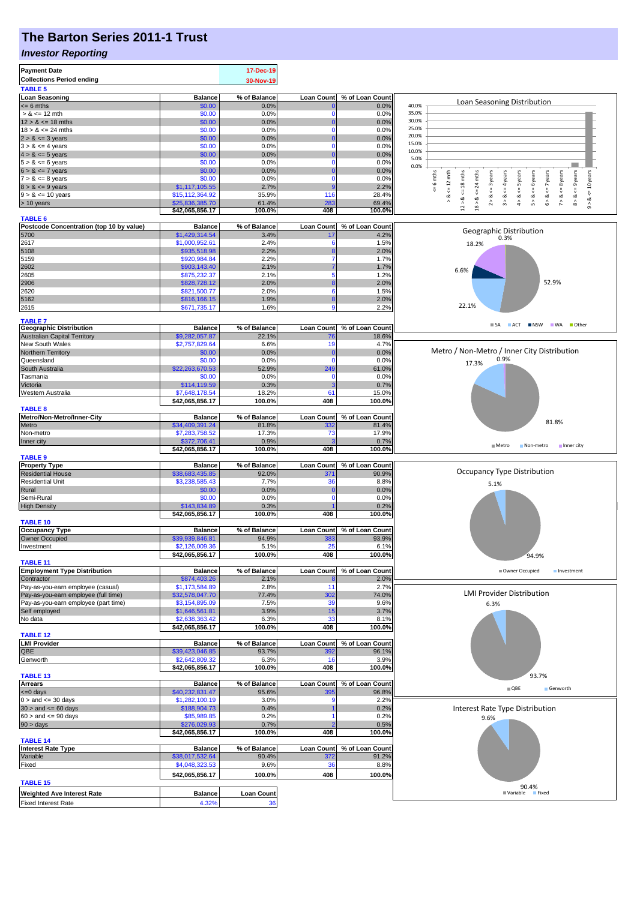# The Barton Series 2011-1 Trust

## *Investor Reporting*

| | |
|---|---|
| **Payment Date** | 17-Dec-19 |
| **Collections Period ending** | 30-Nov-19 |

**TABLE 5**

| Loan Seasoning | Balance | % of Balance | Loan Count | % of Loan Count |
|---|---|---|---|---|
| <= 6 mths | $0.00 | 0.0% | 0 | 0.0% |
| > & <= 12 mth | $0.00 | 0.0% | 0 | 0.0% |
| 12 > & <= 18 mths | $0.00 | 0.0% | 0 | 0.0% |
| 18 > & <= 24 mths | $0.00 | 0.0% | 0 | 0.0% |
| 2 > & <= 3 years | $0.00 | 0.0% | 0 | 0.0% |
| 3 > & <= 4 years | $0.00 | 0.0% | 0 | 0.0% |
| 4 > & <= 5 years | $0.00 | 0.0% | 0 | 0.0% |
| 5 > & <= 6 years | $0.00 | 0.0% | 0 | 0.0% |
| 6 > & <= 7 years | $0.00 | 0.0% | 0 | 0.0% |
| 7 > & <= 8 years | $0.00 | 0.0% | 0 | 0.0% |
| 8 > & <= 9 years | $1,117,105.55 | 2.7% | 9 | 2.2% |
| 9 > & <= 10 years | $15,112,364.92 | 35.9% | 116 | 28.4% |
| > 10 years | $25,836,385.70 | 61.4% | 283 | 69.4% |
| | $42,065,856.17 | 100.0% | 408 | 100.0% |

**TABLE 6**

| Postcode Concentration (top 10 by value) | Balance | % of Balance | Loan Count | % of Loan Count |
|---|---|---|---|---|
| 5700 | $1,429,314.54 | 3.4% | 17 | 4.2% |
| 2617 | $1,000,952.61 | 2.4% | 6 | 1.5% |
| 5108 | $935,518.98 | 2.2% | 8 | 2.0% |
| 5159 | $920,984.84 | 2.2% | 7 | 1.7% |
| 2602 | $903,143.40 | 2.1% | 7 | 1.7% |
| 2605 | $875,232.37 | 2.1% | 5 | 1.2% |
| 2906 | $828,728.12 | 2.0% | 8 | 2.0% |
| 2620 | $821,500.77 | 2.0% | 6 | 1.5% |
| 5162 | $816,166.15 | 1.9% | 8 | 2.0% |
| 2615 | $671,735.17 | 1.6% | 9 | 2.2% |

**TABLE 7**

| Geographic Distribution | Balance | % of Balance | Loan Count | % of Loan Count |
|---|---|---|---|---|
| Australian Capital Territory | $9,282,057.87 | 22.1% | 76 | 18.6% |
| New South Wales | $2,757,829.64 | 6.6% | 19 | 4.7% |
| Northern Territory | $0.00 | 0.0% | 0 | 0.0% |
| Queensland | $0.00 | 0.0% | 0 | 0.0% |
| South Australia | $22,263,670.53 | 52.9% | 249 | 61.0% |
| Tasmania | $0.00 | 0.0% | 0 | 0.0% |
| Victoria | $114,119.59 | 0.3% | 3 | 0.7% |
| Western Australia | $7,648,178.54 | 18.2% | 61 | 15.0% |
| | $42,065,856.17 | 100.0% | 408 | 100.0% |

**TABLE 8**

| Metro/Non-Metro/Inner-City | Balance | % of Balance | Loan Count | % of Loan Count |
|---|---|---|---|---|
| Metro | $34,409,391.24 | 81.8% | 332 | 81.4% |
| Non-metro | $7,283,758.52 | 17.3% | 73 | 17.9% |
| Inner city | $372,706.41 | 0.9% | 3 | 0.7% |
| | $42,065,856.17 | 100.0% | 408 | 100.0% |

**TABLE 9**

| Property Type | Balance | % of Balance | Loan Count | % of Loan Count |
|---|---|---|---|---|
| Residential House | $38,683,435.85 | 92.0% | 371 | 90.9% |
| Residential Unit | $3,238,585.43 | 7.7% | 36 | 8.8% |
| Rural | $0.00 | 0.0% | 0 | 0.0% |
| Semi-Rural | $0.00 | 0.0% | 0 | 0.0% |
| High Density | $143,834.89 | 0.3% | 1 | 0.2% |
| | $42,065,856.17 | 100.0% | 408 | 100.0% |

**TABLE 10**

| Occupancy Type | Balance | % of Balance | Loan Count | % of Loan Count |
|---|---|---|---|---|
| Owner Occupied | $39,939,846.81 | 94.9% | 383 | 93.9% |
| Investment | $2,126,009.36 | 5.1% | 25 | 6.1% |
| | $42,065,856.17 | 100.0% | 408 | 100.0% |

**TABLE 11**

| Employment Type Distribution | Balance | % of Balance | Loan Count | % of Loan Count |
|---|---|---|---|---|
| Contractor | $874,403.26 | 2.1% | 8 | 2.0% |
| Pay-as-you-earn employee (casual) | $1,173,584.89 | 2.8% | 11 | 2.7% |
| Pay-as-you-earn employee (full time) | $32,578,047.70 | 77.4% | 302 | 74.0% |
| Pay-as-you-earn employee (part time) | $3,154,895.09 | 7.5% | 39 | 9.6% |
| Self employed | $1,646,561.81 | 3.9% | 15 | 3.7% |
| No data | $2,638,363.42 | 6.3% | 33 | 8.1% |
| | $42,065,856.17 | 100.0% | 408 | 100.0% |

**TABLE 12**

| LMI Provider | Balance | % of Balance | Loan Count | % of Loan Count |
|---|---|---|---|---|
| QBE | $39,423,046.85 | 93.7% | 392 | 96.1% |
| Genworth | $2,642,809.32 | 6.3% | 16 | 3.9% |
| | $42,065,856.17 | 100.0% | 408 | 100.0% |

**TABLE 13**

| Arrears | Balance | % of Balance | Loan Count | % of Loan Count |
|---|---|---|---|---|
| <=0 days | $40,232,831.47 | 95.6% | 395 | 96.8% |
| 0 > and <= 30 days | $1,282,100.19 | 3.0% | 9 | 2.2% |
| 30 > and <= 60 days | $188,904.73 | 0.4% | 1 | 0.2% |
| 60 > and <= 90 days | $85,989.85 | 0.2% | 1 | 0.2% |
| 90 > days | $276,029.93 | 0.7% | 2 | 0.5% |
| | $42,065,856.17 | 100.0% | 408 | 100.0% |

**TABLE 14**

| Interest Rate Type | Balance | % of Balance | Loan Count | % of Loan Count |
|---|---|---|---|---|
| Variable | $38,017,532.64 | 90.4% | 372 | 91.2% |
| Fixed | $4,048,323.53 | 9.6% | 36 | 8.8% |
| | $42,065,856.17 | 100.0% | 408 | 100.0% |

**TABLE 15**

| Weighted Ave Interest Rate | Balance | Loan Count |
|---|---|---|
| Fixed Interest Rate | 4.32% | 36 |

Loan Seasoning Distribution

Geographic Distribution: SA 52.9%, ACT 22.1%, NSW 6.6%, WA 18.2%, Other 0.3%

Metro / Non-Metro / Inner City Distribution: Metro 81.8%, Non-metro 17.3%, Inner city 0.9%

Occupancy Type Distribution: Owner Occupied 94.9%, Investment 5.1%

LMI Provider Distribution: QBE 93.7%, Genworth 6.3%

Interest Rate Type Distribution: Variable 90.4%, Fixed 9.6%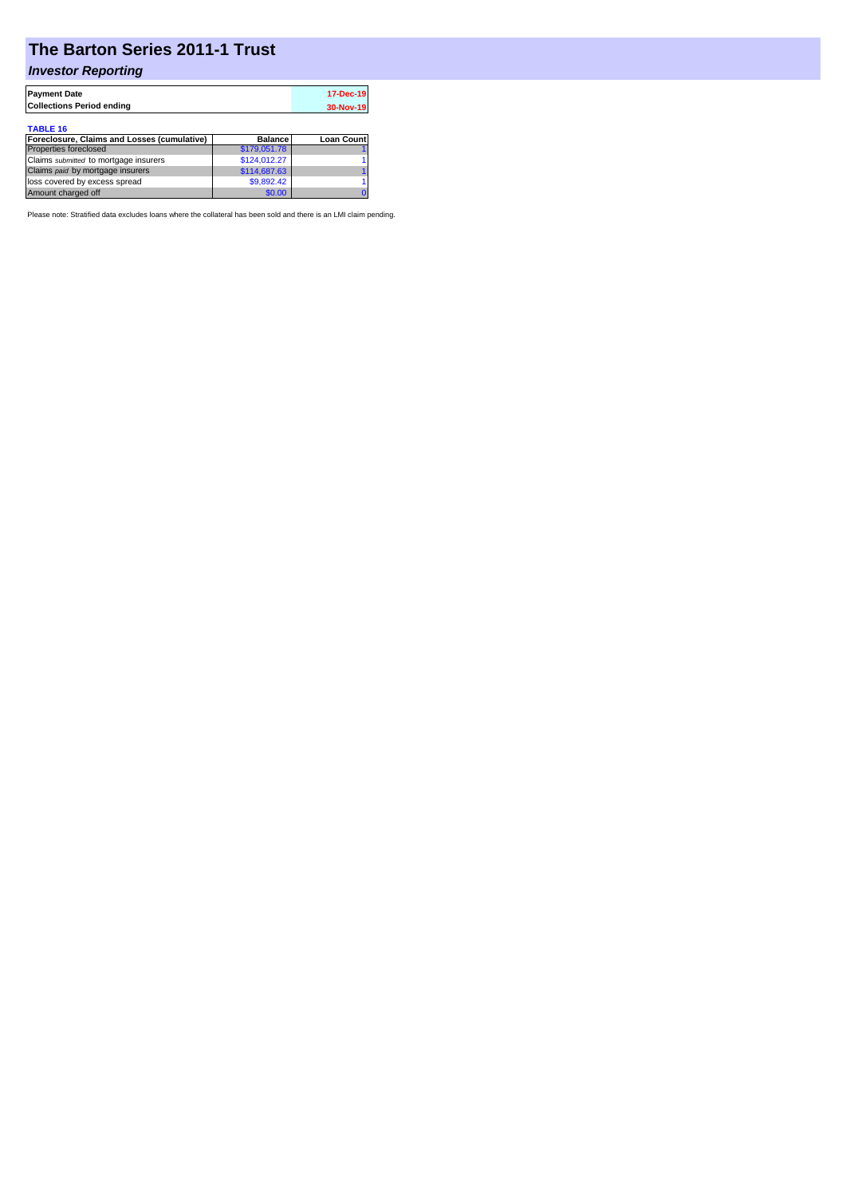# The Barton Series 2011-1 Trust

## *Investor Reporting*

| | |
|---|---|
| **Payment Date** | **17-Dec-19** |
| **Collections Period ending** | **30-Nov-19** |

**TABLE 16**

| **Foreclosure, Claims and Losses (cumulative)** | **Balance** | **Loan Count** |
|---|---|---|
| Properties foreclosed | $179,051.78 | 1 |
| Claims *submitted* to mortgage insurers | $124,012.27 | 1 |
| Claims *paid* by mortgage insurers | $114,687.63 | 1 |
| loss covered by excess spread | $9,892.42 | 1 |
| Amount charged off | $0.00 | 0 |

Please note: Stratified data excludes loans where the collateral has been sold and there is an LMI claim pending.